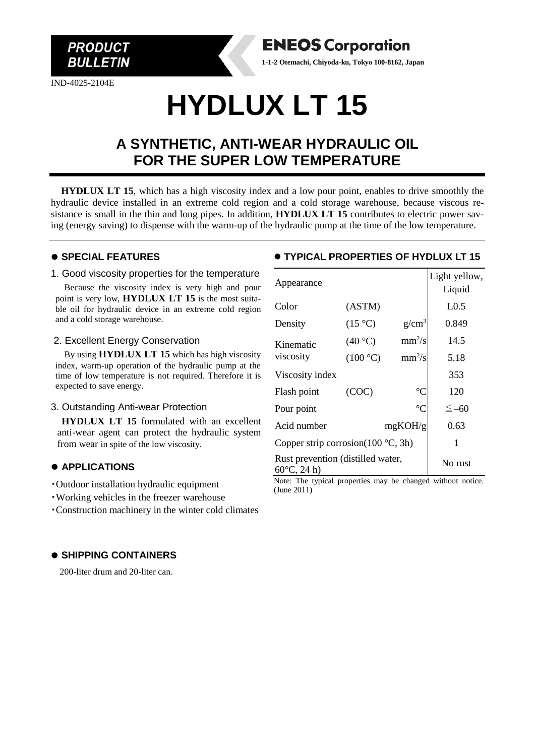PRODUCT BULLETIN

**ENEOS Corporation**

**1-1-2 Otemachi, Chiyoda-ku, Tokyo 100-8162, Japan**

IND-4025-2104E

# HYDLUX LT 15

## A SYNTHETIC, ANTI-WEAR HYDRAULIC OIL FOR THE SUPER LOW TEMPERATURE

**HYDLUX LT 15**, which has a high viscosity index and a low pour point, enables to drive smoothly the hydraulic device installed in an extreme cold region and a cold storage warehouse, because viscous resistance is small in the thin and long pipes. In addition, **HYDLUX LT 15** contributes to electric power saving (energy saving) to dispense with the warm-up of the hydraulic pump at the time of the low temperature.

### ● SPECIAL FEATURES

1. Good viscosity properties for the temperature

Because the viscosity index is very high and pour point is very low, **HYDLUX LT 15** is the most suitable oil for hydraulic device in an extreme cold region and a cold storage warehouse.

2. Excellent Energy Conservation

By using **HYDLUX LT 15** which has high viscosity index, warm-up operation of the hydraulic pump at the time of low temperature is not required. Therefore it is expected to save energy.

3. Outstanding Anti-wear Protection

**HYDLUX LT 15** formulated with an excellent anti-wear agent can protect the hydraulic system from wear in spite of the low viscosity.

### ● APPLICATIONS

- Outdoor installation hydraulic equipment
- Working vehicles in the freezer warehouse
- Construction machinery in the winter cold climates

### ● TYPICAL PROPERTIES OF HYDLUX LT 15

| | | | |
|---|---|---|---|
| Appearance | | | Light yellow, Liquid |
| Color | (ASTM) | | L0.5 |
| Density | (15 °C) | g/cm$^3$ | 0.849 |
| Kinematic viscosity | (40 °C) | mm$^2$/s | 14.5 |
| | (100 °C) | mm$^2$/s | 5.18 |
| Viscosity index | | | 353 |
| Flash point | (COC) | °C | 120 |
| Pour point | | °C | ≦−60 |
| Acid number | | mgKOH/g | 0.63 |
| Copper strip corrosion(100 °C, 3h) | | | 1 |
| Rust prevention (distilled water, 60°C, 24 h) | | | No rust |

Note: The typical properties may be changed without notice. (June 2011)

### ● SHIPPING CONTAINERS

200-liter drum and 20-liter can.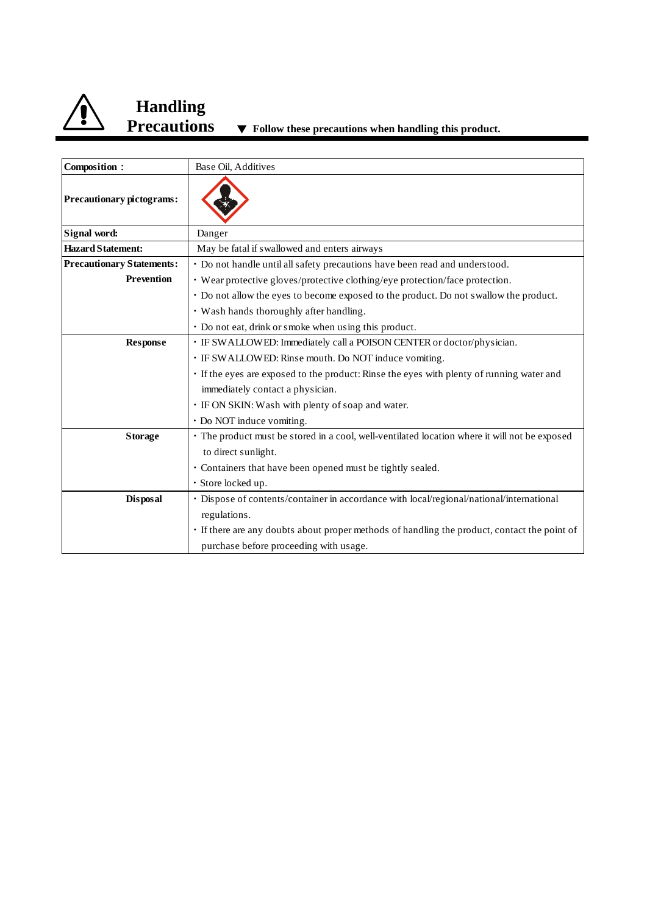# Handling Precautions

▼ **Follow these precautions when handling this product.**

| | |
|---|---|
| **Composition :** | Base Oil, Additives |
| **Precautionary pictograms:** | |
| **Signal word:** | Danger |
| **Hazard Statement:** | May be fatal if swallowed and enters airways |
| **Precautionary Statements:** **Prevention** | ・Do not handle until all safety precautions have been read and understood.<br>・Wear protective gloves/protective clothing/eye protection/face protection.<br>・Do not allow the eyes to become exposed to the product. Do not swallow the product.<br>・Wash hands thoroughly after handling.<br>・Do not eat, drink or smoke when using this product. |
| **Response** | ・IF SWALLOWED: Immediately call a POISON CENTER or doctor/physician.<br>・IF SWALLOWED: Rinse mouth. Do NOT induce vomiting.<br>・If the eyes are exposed to the product: Rinse the eyes with plenty of running water and immediately contact a physician.<br>・IF ON SKIN: Wash with plenty of soap and water.<br>・Do NOT induce vomiting. |
| **Storage** | ・The product must be stored in a cool, well-ventilated location where it will not be exposed to direct sunlight.<br>・Containers that have been opened must be tightly sealed.<br>・Store locked up. |
| **Disposal** | ・Dispose of contents/container in accordance with local/regional/national/international regulations.<br>・If there are any doubts about proper methods of handling the product, contact the point of purchase before proceeding with usage. |